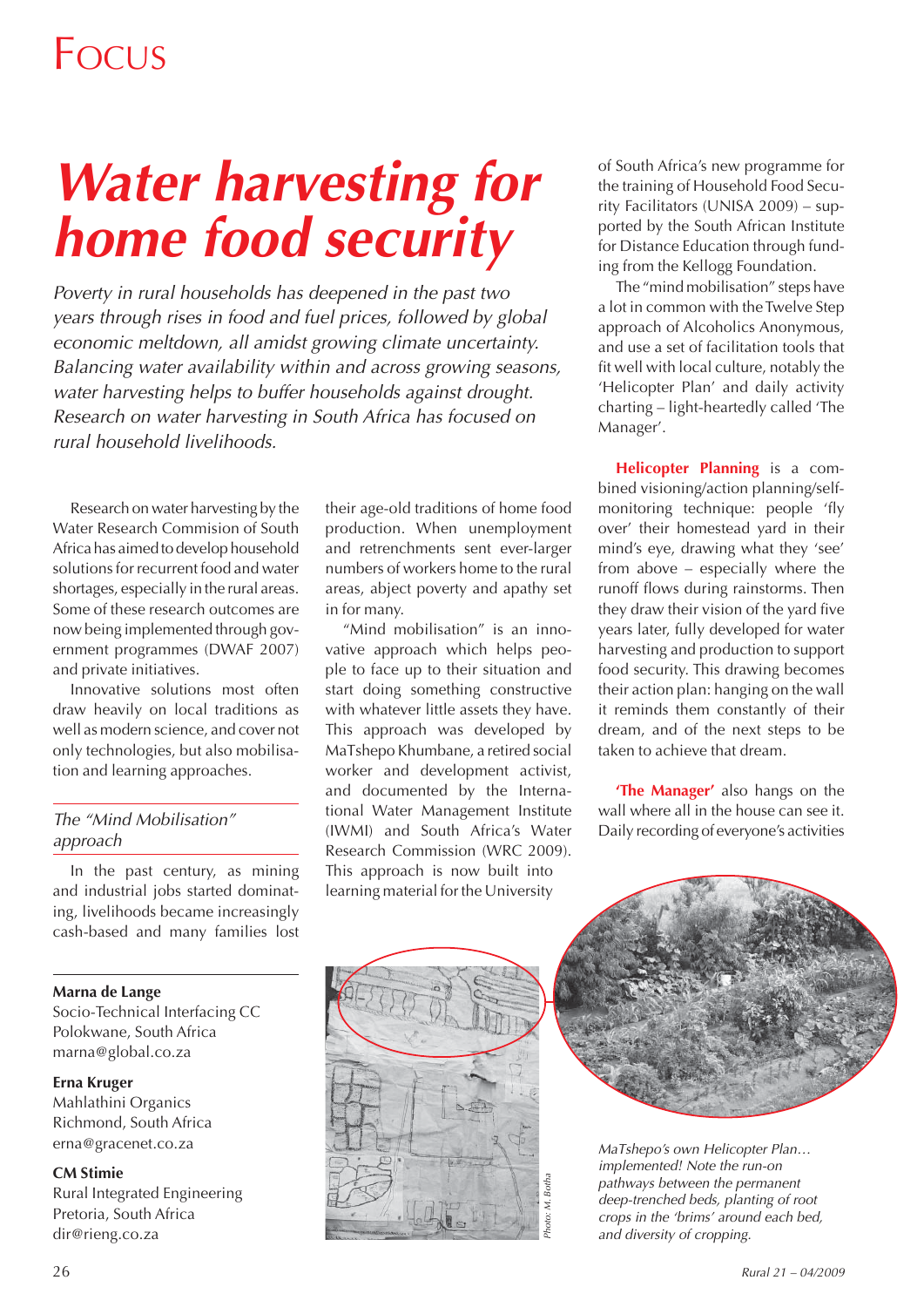# Water harvesting for home food security

*Poverty in rural households has deepened in the past two years through rises in food and fuel prices, followed by global economic meltdown, all amidst growing climate uncertainty. Balancing water availability within and across growing seasons, water harvesting helps to buffer households against drought. Research on water harvesting in South Africa has focused on rural household livelihoods.*

Research on water harvesting by the Water Research Commision of South Africa has aimed to develop household solutions for recurrent food and water shortages, especially in the rural areas. Some of these research outcomes are now being implemented through government programmes (DWAF 2007) and private initiatives.

Innovative solutions most often draw heavily on local traditions as well as modern science, and cover not only technologies, but also mobilisation and learning approaches.

## *The "Mind Mobilisation" approach*

In the past century, as mining and industrial jobs started dominating, livelihoods became increasingly cash-based and many families lost their age-old traditions of home food production. When unemployment and retrenchments sent ever-larger numbers of workers home to the rural areas, abject poverty and apathy set in for many.

"Mind mobilisation" is an innovative approach which helps people to face up to their situation and start doing something constructive with whatever little assets they have. This approach was developed by MaTshepo Khumbane, a retired social worker and development activist, and documented by the International Water Management Institute (IWMI) and South Africa's Water Research Commission (WRC 2009). This approach is now built into learning material for the University of South Africa's new programme for the training of Household Food Security Facilitators (UNISA 2009) – supported by the South African Institute for Distance Education through funding from the Kellogg Foundation.

The "mind mobilisation" steps have a lot in common with the Twelve Step approach of Alcoholics Anonymous, and use a set of facilitation tools that fit well with local culture, notably the 'Helicopter Plan' and daily activity charting – light-heartedly called 'The Manager'.

**Helicopter Planning** is a combined visioning/action planning/self-monitoring technique: people 'fly over' their homestead yard in their mind's eye, drawing what they 'see' from above – especially where the runoff flows during rainstorms. Then they draw their vision of the yard five years later, fully developed for water harvesting and production to support food security. This drawing becomes their action plan: hanging on the wall it reminds them constantly of their dream, and of the next steps to be taken to achieve that dream.

**'The Manager'** also hangs on the wall where all in the house can see it. Daily recording of everyone's activities

Photo: M. Botha

*MaTshepo's own Helicopter Plan… implemented! Note the run-on pathways between the permanent deep-trenched beds, planting of root crops in the 'brims' around each bed, and diversity of cropping.*

**Marna de Lange**
Socio-Technical Interfacing CC
Polokwane, South Africa
marna@global.co.za

**Erna Kruger**
Mahlathini Organics
Richmond, South Africa
erna@gracenet.co.za

**CM Stimie**
Rural Integrated Engineering
Pretoria, South Africa
dir@rieng.co.za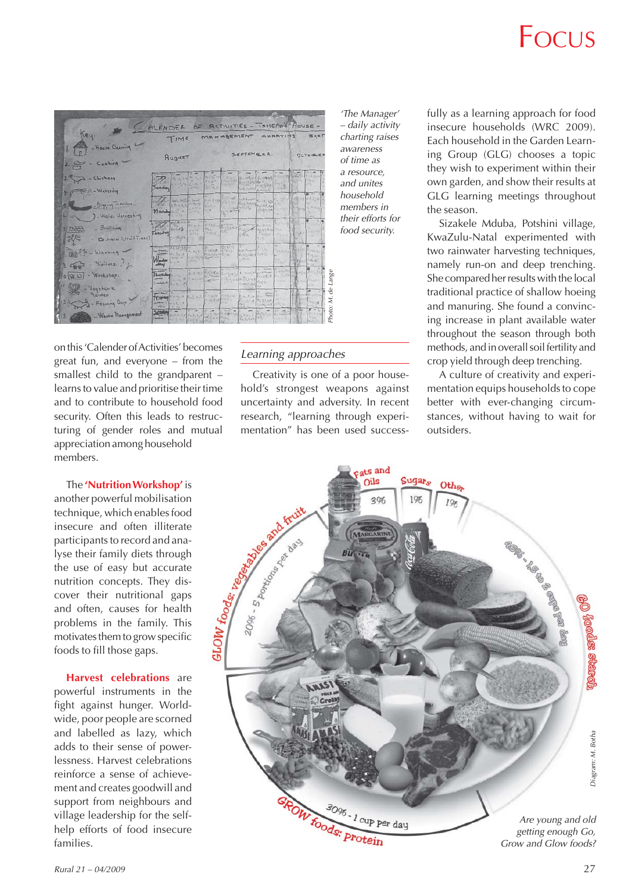'The Manager' – daily activity charting raises awareness of time as a resource, and unites household members in their efforts for food security.

on this 'Calender of Activities' becomes great fun, and everyone – from the smallest child to the grandparent – learns to value and prioritise their time and to contribute to household food security. Often this leads to restructuring of gender roles and mutual appreciation among household members.

The **'Nutrition Workshop'** is another powerful mobilisation technique, which enables food insecure and often illiterate participants to record and analyse their family diets through the use of easy but accurate nutrition concepts. They discover their nutritional gaps and often, causes for health problems in the family. This motivates them to grow specific foods to fill those gaps.

**Harvest celebrations** are powerful instruments in the fight against hunger. Worldwide, poor people are scorned and labelled as lazy, which adds to their sense of powerlessness. Harvest celebrations reinforce a sense of achievement and creates goodwill and support from neighbours and village leadership for the self-help efforts of food insecure families.

## *Learning approaches*

Creativity is one of a poor household's strongest weapons against uncertainty and adversity. In recent research, "learning through experimentation" has been used successfully as a learning approach for food insecure households (WRC 2009). Each household in the Garden Learning Group (GLG) chooses a topic they wish to experiment within their own garden, and show their results at GLG learning meetings throughout the season.

Sizakele Mduba, Potshini village, KwaZulu-Natal experimented with two rainwater harvesting techniques, namely run-on and deep trenching. She compared her results with the local traditional practice of shallow hoeing and manuring. She found a convincing increase in plant available water throughout the season through both methods, and in overall soil fertility and crop yield through deep trenching.

A culture of creativity and experimentation equips households to cope better with ever-changing circumstances, without having to wait for outsiders.

*Are young and old getting enough Go, Grow and Glow foods?*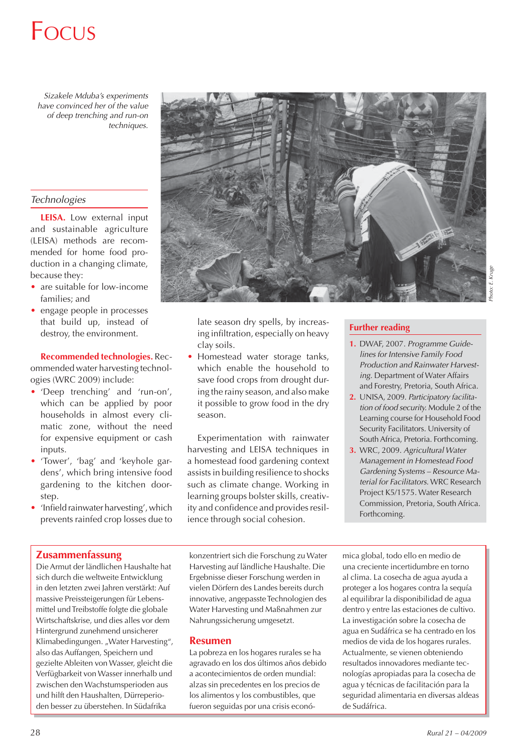*Sizakele Mduba's experiments have convinced her of the value of deep trenching and run-on techniques.*

Photo: E. Kruge

### Technologies

**LEISA.** Low external input and sustainable agriculture (LEISA) methods are recommended for home food production in a changing climate, because they:

- are suitable for low-income families; and
- engage people in processes that build up, instead of destroy, the environment.

**Recommended technologies.** Recommended water harvesting technologies (WRC 2009) include:

- 'Deep trenching' and 'run-on', which can be applied by poor households in almost every climatic zone, without the need for expensive equipment or cash inputs.
- 'Tower', 'bag' and 'keyhole gardens', which bring intensive food gardening to the kitchen doorstep.
- 'Infield rainwater harvesting', which prevents rainfed crop losses due to late season dry spells, by increasing infiltration, especially on heavy clay soils.
- Homestead water storage tanks, which enable the household to save food crops from drought during the rainy season, and also make it possible to grow food in the dry season.

Experimentation with rainwater harvesting and LEISA techniques in a homestead food gardening context assists in building resilience to shocks such as climate change. Working in learning groups bolster skills, creativity and confidence and provides resilience through social cohesion.

### Further reading

1. DWAF, 2007. *Programme Guidelines for Intensive Family Food Production and Rainwater Harvesting.* Department of Water Affairs and Forestry, Pretoria, South Africa.
2. UNISA, 2009. *Participatory facilitation of food security.* Module 2 of the Learning course for Household Food Security Facilitators. University of South Africa, Pretoria. Forthcoming.
3. WRC, 2009. *Agricultural Water Management in Homestead Food Gardening Systems – Resource Material for Facilitators.* WRC Research Project K5/1575. Water Research Commission, Pretoria, South Africa. Forthcoming.

## Zusammenfassung

Die Armut der ländlichen Haushalte hat sich durch die weltweite Entwicklung in den letzten zwei Jahren verstärkt: Auf massive Preissteigerungen für Lebensmittel und Treibstoffe folgte die globale Wirtschaftskrise, und dies alles vor dem Hintergrund zunehmend unsicherer Klimabedingungen. „Water Harvesting", also das Auffangen, Speichern und gezielte Ableiten von Wasser, gleicht die Verfügbarkeit von Wasser innerhalb und zwischen den Wachstumsperioden aus und hilft den Haushalten, Dürreperioden besser zu überstehen. In Südafrika konzentriert sich die Forschung zu Water Harvesting auf ländliche Haushalte. Die Ergebnisse dieser Forschung werden in vielen Dörfern des Landes bereits durch innovative, angepasste Technologien des Water Harvesting und Maßnahmen zur Nahrungssicherung umgesetzt.

## Resumen

La pobreza en los hogares rurales se ha agravado en los dos últimos años debido a acontecimientos de orden mundial: alzas sin precedentes en los precios de los alimentos y los combustibles, que fueron seguidas por una crisis económica global, todo ello en medio de una creciente incertidumbre en torno al clima. La cosecha de agua ayuda a proteger a los hogares contra la sequía al equilibrar la disponibilidad de agua dentro y entre las estaciones de cultivo. La investigación sobre la cosecha de agua en Sudáfrica se ha centrado en los medios de vida de los hogares rurales. Actualmente, se vienen obteniendo resultados innovadores mediante tecnologías apropiadas para la cosecha de agua y técnicas de facilitación para la seguridad alimentaria en diversas aldeas de Sudáfrica.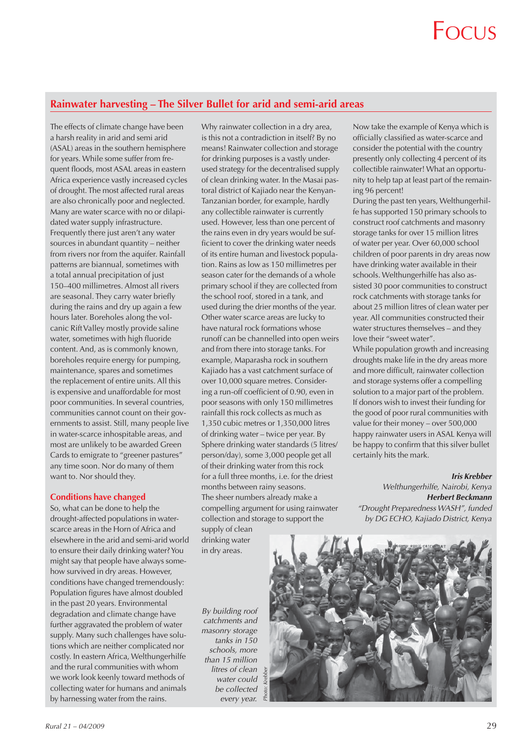## Rainwater harvesting – The Silver Bullet for arid and semi-arid areas

The effects of climate change have been a harsh reality in arid and semi arid (ASAL) areas in the southern hemisphere for years. While some suffer from frequent floods, most ASAL areas in eastern Africa experience vastly increased cycles of drought. The most affected rural areas are also chronically poor and neglected. Many are water scarce with no or dilapidated water supply infrastructure. Frequently there just aren't any water sources in abundant quantity – neither from rivers nor from the aquifer. Rainfall patterns are biannual, sometimes with a total annual precipitation of just 150–400 millimetres. Almost all rivers are seasonal. They carry water briefly during the rains and dry up again a few hours later. Boreholes along the volcanic Rift Valley mostly provide saline water, sometimes with high fluoride content. And, as is commonly known, boreholes require energy for pumping, maintenance, spares and sometimes the replacement of entire units. All this is expensive and unaffordable for most poor communities. In several countries, communities cannot count on their governments to assist. Still, many people live in water-scarce inhospitable areas, and most are unlikely to be awarded Green Cards to emigrate to "greener pastures" any time soon. Nor do many of them want to. Nor should they.

### Conditions have changed

So, what can be done to help the drought-affected populations in water-scarce areas in the Horn of Africa and elsewhere in the arid and semi-arid world to ensure their daily drinking water? You might say that people have always somehow survived in dry areas. However, conditions have changed tremendously: Population figures have almost doubled in the past 20 years. Environmental degradation and climate change have further aggravated the problem of water supply. Many such challenges have solutions which are neither complicated nor costly. In eastern Africa, Welthungerhilfe and the rural communities with whom we work look keenly toward methods of collecting water for humans and animals by harnessing water from the rains.

Why rainwater collection in a dry area, is this not a contradiction in itself? By no means! Rainwater collection and storage for drinking purposes is a vastly underused strategy for the decentralised supply of clean drinking water. In the Masai pastoral district of Kajiado near the Kenyan-Tanzanian border, for example, hardly any collectible rainwater is currently used. However, less than one percent of the rains even in dry years would be sufficient to cover the drinking water needs of its entire human and livestock population. Rains as low as 150 millimetres per season cater for the demands of a whole primary school if they are collected from the school roof, stored in a tank, and used during the drier months of the year. Other water scarce areas are lucky to have natural rock formations whose runoff can be channelled into open weirs and from there into storage tanks. For example, Maparasha rock in southern Kajiado has a vast catchment surface of over 10,000 square metres. Considering a run-off coefficient of 0.90, even in poor seasons with only 150 millimetres rainfall this rock collects as much as 1,350 cubic metres or 1,350,000 litres of drinking water – twice per year. By Sphere drinking water standards (5 litres/person/day), some 3,000 people get all of their drinking water from this rock for a full three months, i.e. for the driest months between rainy seasons.

The sheer numbers already make a compelling argument for using rainwater collection and storage to support the supply of clean drinking water in dry areas.

Now take the example of Kenya which is officially classified as water-scarce and consider the potential with the country presently only collecting 4 percent of its collectible rainwater! What an opportunity to help tap at least part of the remaining 96 percent!

During the past ten years, Welthungerhilfe has supported 150 primary schools to construct roof catchments and masonry storage tanks for over 15 million litres of water per year. Over 60,000 school children of poor parents in dry areas now have drinking water available in their schools. Welthungerhilfe has also assisted 30 poor communities to construct rock catchments with storage tanks for about 25 million litres of clean water per year. All communities constructed their water structures themselves – and they love their "sweet water".

While population growth and increasing droughts make life in the dry areas more and more difficult, rainwater collection and storage systems offer a compelling solution to a major part of the problem. If donors wish to invest their funding for the good of poor rural communities with value for their money – over 500,000 happy rainwater users in ASAL Kenya will be happy to confirm that this silver bullet certainly hits the mark.

***Iris Krebber***
*Welthungerhilfe, Nairobi, Kenya*
***Herbert Beckmann***
*"Drought Preparedness WASH", funded by DG ECHO, Kajiado District, Kenya*

*By building roof catchments and masonry storage tanks in 150 schools, more than 15 million litres of clean water could be collected every year.*

*Photo: Krebber*